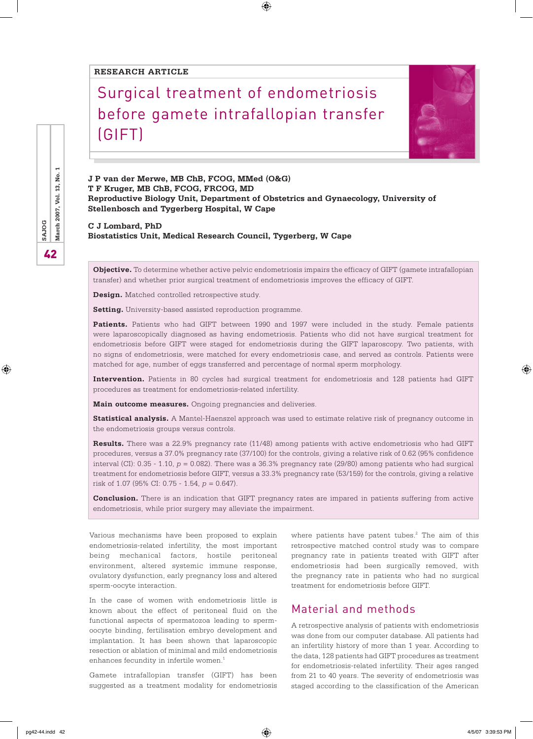RESEARCH ARTICLE

# Surgical treatment of endometriosis before gamete intrafallopian transfer (GIFT)

**J P van der Merwe, MB ChB, FCOG, MMed (O&G)**
**T F Kruger, MB ChB, FCOG, FRCOG, MD**
**Reproductive Biology Unit, Department of Obstetrics and Gynaecology, University of Stellenbosch and Tygerberg Hospital, W Cape**

**C J Lombard, PhD**
**Biostatistics Unit, Medical Research Council, Tygerberg, W Cape**

**Objective.** To determine whether active pelvic endometriosis impairs the efficacy of GIFT (gamete intrafallopian transfer) and whether prior surgical treatment of endometriosis improves the efficacy of GIFT.

**Design.** Matched controlled retrospective study.

**Setting.** University-based assisted reproduction programme.

**Patients.** Patients who had GIFT between 1990 and 1997 were included in the study. Female patients were laparoscopically diagnosed as having endometriosis. Patients who did not have surgical treatment for endometriosis before GIFT were staged for endometriosis during the GIFT laparoscopy. Two patients, with no signs of endometriosis, were matched for every endometriosis case, and served as controls. Patients were matched for age, number of eggs transferred and percentage of normal sperm morphology.

**Intervention.** Patients in 80 cycles had surgical treatment for endometriosis and 128 patients had GIFT procedures as treatment for endometriosis-related infertility.

**Main outcome measures.** Ongoing pregnancies and deliveries.

**Statistical analysis.** A Mantel-Haenszel approach was used to estimate relative risk of pregnancy outcome in the endometriosis groups versus controls.

**Results.** There was a 22.9% pregnancy rate (11/48) among patients with active endometriosis who had GIFT procedures, versus a 37.0% pregnancy rate (37/100) for the controls, giving a relative risk of 0.62 (95% confidence interval (CI): 0.35 - 1.10, $p = 0.082$). There was a 36.3% pregnancy rate (29/80) among patients who had surgical treatment for endometriosis before GIFT, versus a 33.3% pregnancy rate (53/159) for the controls, giving a relative risk of 1.07 (95% CI: 0.75 - 1.54, $p = 0.647$).

**Conclusion.** There is an indication that GIFT pregnancy rates are impared in patients suffering from active endometriosis, while prior surgery may alleviate the impairment.

Various mechanisms have been proposed to explain endometriosis-related infertility, the most important being mechanical factors, hostile peritoneal environment, altered systemic immune response, ovulatory dysfunction, early pregnancy loss and altered sperm-oocyte interaction.

In the case of women with endometriosis little is known about the effect of peritoneal fluid on the functional aspects of spermatozoa leading to sperm-oocyte binding, fertilisation embryo development and implantation. It has been shown that laparoscopic resection or ablation of minimal and mild endometriosis enhances fecundity in infertile women.[1]

Gamete intrafallopian transfer (GIFT) has been suggested as a treatment modality for endometriosis where patients have patent tubes.[2] The aim of this retrospective matched control study was to compare pregnancy rate in patients treated with GIFT after endometriosis had been surgically removed, with the pregnancy rate in patients who had no surgical treatment for endometriosis before GIFT.

## Material and methods

A retrospective analysis of patients with endometriosis was done from our computer database. All patients had an infertility history of more than 1 year. According to the data, 128 patients had GIFT procedures as treatment for endometriosis-related infertility. Their ages ranged from 21 to 40 years. The severity of endometriosis was staged according to the classification of the American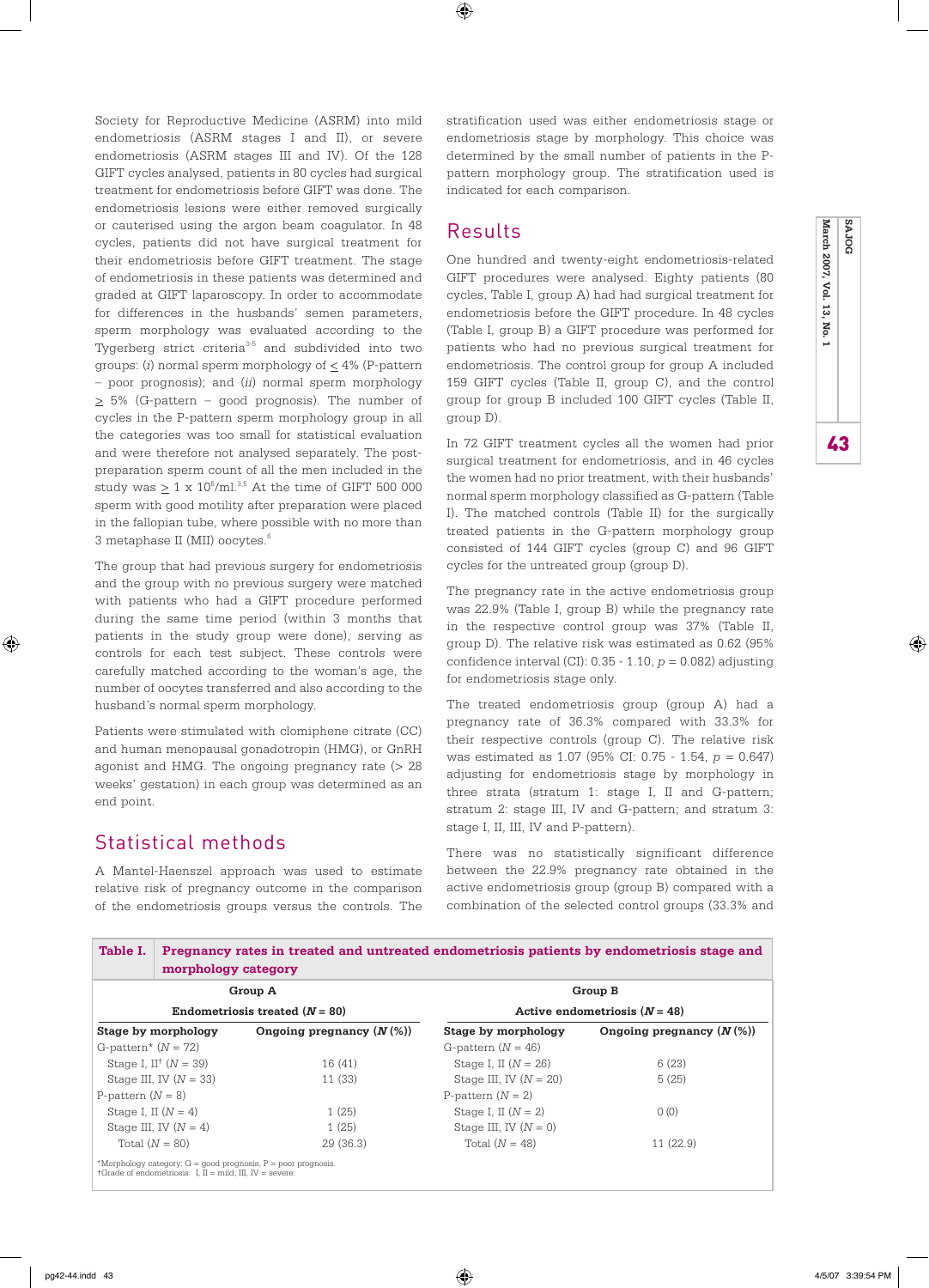Society for Reproductive Medicine (ASRM) into mild endometriosis (ASRM stages I and II), or severe endometriosis (ASRM stages III and IV). Of the 128 GIFT cycles analysed, patients in 80 cycles had surgical treatment for endometriosis before GIFT was done. The endometriosis lesions were either removed surgically or cauterised using the argon beam coagulator. In 48 cycles, patients did not have surgical treatment for their endometriosis before GIFT treatment. The stage of endometriosis in these patients was determined and graded at GIFT laparoscopy. In order to accommodate for differences in the husbands' semen parameters, sperm morphology was evaluated according to the Tygerberg strict criteria[3-5] and subdivided into two groups: (*i*) normal sperm morphology of ≤ 4% (P-pattern – poor prognosis); and (*ii*) normal sperm morphology ≥ 5% (G-pattern – good prognosis). The number of cycles in the P-pattern sperm morphology group in all the categories was too small for statistical evaluation and were therefore not analysed separately. The post-preparation sperm count of all the men included in the study was ≥ 1 x $10^6$/ml.[3,5] At the time of GIFT 500 000 sperm with good motility after preparation were placed in the fallopian tube, where possible with no more than 3 metaphase II (MII) oocytes.[6]

The group that had previous surgery for endometriosis and the group with no previous surgery were matched with patients who had a GIFT procedure performed during the same time period (within 3 months that patients in the study group were done), serving as controls for each test subject. These controls were carefully matched according to the woman's age, the number of oocytes transferred and also according to the husband's normal sperm morphology.

Patients were stimulated with clomiphene citrate (CC) and human menopausal gonadotropin (HMG), or GnRH agonist and HMG. The ongoing pregnancy rate (> 28 weeks' gestation) in each group was determined as an end point.

## Statistical methods

A Mantel-Haenszel approach was used to estimate relative risk of pregnancy outcome in the comparison of the endometriosis groups versus the controls. The stratification used was either endometriosis stage or endometriosis stage by morphology. This choice was determined by the small number of patients in the P-pattern morphology group. The stratification used is indicated for each comparison.

## Results

One hundred and twenty-eight endometriosis-related GIFT procedures were analysed. Eighty patients (80 cycles, Table I, group A) had had surgical treatment for endometriosis before the GIFT procedure. In 48 cycles (Table I, group B) a GIFT procedure was performed for patients who had no previous surgical treatment for endometriosis. The control group for group A included 159 GIFT cycles (Table II, group C), and the control group for group B included 100 GIFT cycles (Table II, group D).

In 72 GIFT treatment cycles all the women had prior surgical treatment for endometriosis, and in 46 cycles the women had no prior treatment, with their husbands' normal sperm morphology classified as G-pattern (Table I). The matched controls (Table II) for the surgically treated patients in the G-pattern morphology group consisted of 144 GIFT cycles (group C) and 96 GIFT cycles for the untreated group (group D).

The pregnancy rate in the active endometriosis group was 22.9% (Table I, group B) while the pregnancy rate in the respective control group was 37% (Table II, group D). The relative risk was estimated as 0.62 (95% confidence interval (CI): 0.35 - 1.10, $p = 0.082$) adjusting for endometriosis stage only.

The treated endometriosis group (group A) had a pregnancy rate of 36.3% compared with 33.3% for their respective controls (group C). The relative risk was estimated as 1.07 (95% CI: 0.75 - 1.54, $p = 0.647$) adjusting for endometriosis stage by morphology in three strata (stratum 1: stage I, II and G-pattern; stratum 2: stage III, IV and G-pattern; and stratum 3: stage I, II, III, IV and P-pattern).

There was no statistically significant difference between the 22.9% pregnancy rate obtained in the active endometriosis group (group B) compared with a combination of the selected control groups (33.3% and

**Table I. Pregnancy rates in treated and untreated endometriosis patients by endometriosis stage and morphology category**

| Group A | | Group B | |
|---|---|---|---|
| Endometriosis treated ($N$ = 80) | | Active endometriosis ($N$ = 48) | |
| **Stage by morphology** | **Ongoing pregnancy ($N$ (%))** | **Stage by morphology** | **Ongoing pregnancy ($N$ (%))** |
| G-pattern* ($N$ = 72) | | G-pattern ($N$ = 46) | |
| Stage I, II† ($N$ = 39) | 16 (41) | Stage I, II ($N$ = 26) | 6 (23) |
| Stage III, IV ($N$ = 33) | 11 (33) | Stage III, IV ($N$ = 20) | 5 (25) |
| P-pattern ($N$ = 8) | | P-pattern ($N$ = 2) | |
| Stage I, II ($N$ = 4) | 1 (25) | Stage I, II ($N$ = 2) | 0 (0) |
| Stage III, IV ($N$ = 4) | 1 (25) | Stage III, IV ($N$ = 0) | |
| Total ($N$ = 80) | 29 (36.3) | Total ($N$ = 48) | 11 (22.9) |

*Morphology category: G = good prognosis, P = poor prognosis.
†Grade of endometriosis: I, II = mild; III, IV = severe.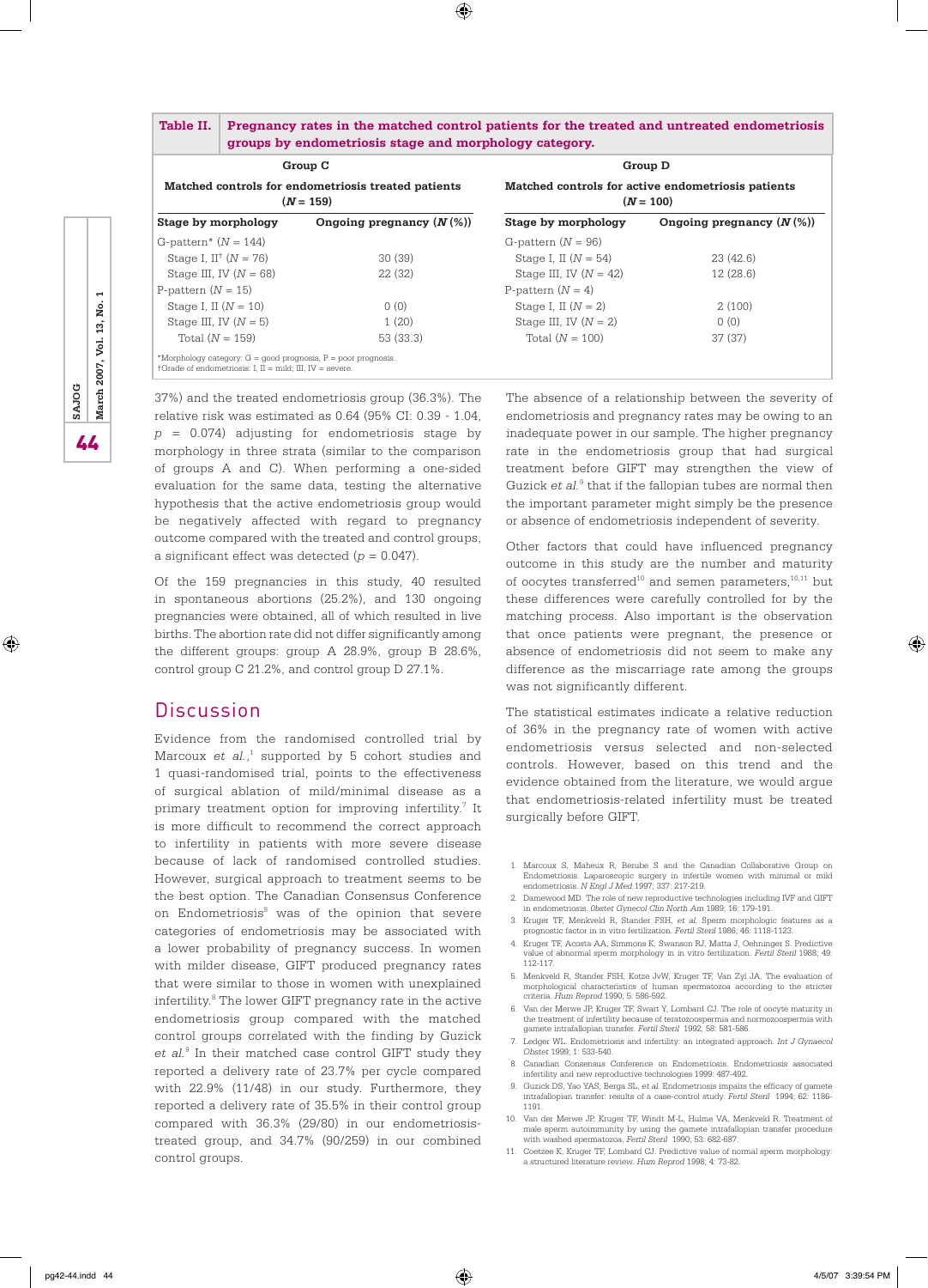**Table II. Pregnancy rates in the matched control patients for the treated and untreated endometriosis groups by endometriosis stage and morphology category.**

| Group C: Matched controls for endometriosis treated patients ($N$ = 159) — Stage by morphology | Ongoing pregnancy ($N$ (%)) | Group D: Matched controls for active endometriosis patients ($N$ = 100) — Stage by morphology | Ongoing pregnancy ($N$ (%)) |
|---|---|---|---|
| G-pattern* ($N$ = 144) | | G-pattern ($N$ = 96) | |
| Stage I, II† ($N$ = 76) | 30 (39) | Stage I, II ($N$ = 54) | 23 (42.6) |
| Stage III, IV ($N$ = 68) | 22 (32) | Stage III, IV ($N$ = 42) | 12 (28.6) |
| P-pattern ($N$ = 15) | | P-pattern ($N$ = 4) | |
| Stage I, II ($N$ = 10) | 0 (0) | Stage I, II ($N$ = 2) | 2 (100) |
| Stage III, IV ($N$ = 5) | 1 (20) | Stage III, IV ($N$ = 2) | 0 (0) |
| Total ($N$ = 159) | 53 (33.3) | Total ($N$ = 100) | 37 (37) |

*Morphology category: G = good prognosis, P = poor prognosis.
†Grade of endometriosis: I, II = mild; III, IV = severe.

37%) and the treated endometriosis group (36.3%). The relative risk was estimated as 0.64 (95% CI: 0.39 - 1.04, $p$ = 0.074) adjusting for endometriosis stage by morphology in three strata (similar to the comparison of groups A and C). When performing a one-sided evaluation for the same data, testing the alternative hypothesis that the active endometriosis group would be negatively affected with regard to pregnancy outcome compared with the treated and control groups, a significant effect was detected ($p$ = 0.047).

Of the 159 pregnancies in this study, 40 resulted in spontaneous abortions (25.2%), and 130 ongoing pregnancies were obtained, all of which resulted in live births. The abortion rate did not differ significantly among the different groups: group A 28.9%, group B 28.6%, control group C 21.2%, and control group D 27.1%.

## Discussion

Evidence from the randomised controlled trial by Marcoux *et al.*,[1] supported by 5 cohort studies and 1 quasi-randomised trial, points to the effectiveness of surgical ablation of mild/minimal disease as a primary treatment option for improving infertility.[7] It is more difficult to recommend the correct approach to infertility in patients with more severe disease because of lack of randomised controlled studies. However, surgical approach to treatment seems to be the best option. The Canadian Consensus Conference on Endometriosis[8] was of the opinion that severe categories of endometriosis may be associated with a lower probability of pregnancy success. In women with milder disease, GIFT produced pregnancy rates that were similar to those in women with unexplained infertility.[8] The lower GIFT pregnancy rate in the active endometriosis group compared with the matched control groups correlated with the finding by Guzick *et al.*[9] In their matched case control GIFT study they reported a delivery rate of 23.7% per cycle compared with 22.9% (11/48) in our study. Furthermore, they reported a delivery rate of 35.5% in their control group compared with 36.3% (29/80) in our endometriosis-treated group, and 34.7% (90/259) in our combined control groups.

The absence of a relationship between the severity of endometriosis and pregnancy rates may be owing to an inadequate power in our sample. The higher pregnancy rate in the endometriosis group that had surgical treatment before GIFT may strengthen the view of Guzick *et al.*[9] that if the fallopian tubes are normal then the important parameter might simply be the presence or absence of endometriosis independent of severity.

Other factors that could have influenced pregnancy outcome in this study are the number and maturity of oocytes transferred[10] and semen parameters,[10,11] but these differences were carefully controlled for by the matching process. Also important is the observation that once patients were pregnant, the presence or absence of endometriosis did not seem to make any difference as the miscarriage rate among the groups was not significantly different.

The statistical estimates indicate a relative reduction of 36% in the pregnancy rate of women with active endometriosis versus selected and non-selected controls. However, based on this trend and the evidence obtained from the literature, we would argue that endometriosis-related infertility must be treated surgically before GIFT.

1. Marcoux S, Maheux R, Berube S and the Canadian Collaborative Group on Endometriosis. Laparoscopic surgery in infertile women with minimal or mild endometriosis. *N Engl J Med* 1997; 337: 217-219.
2. Damewood MD. The role of new reproductive technologies including IVF and GIFT in endometriosis. *Obstet Gynecol Clin North Am* 1989; 16: 179-191.
3. Kruger TF, Menkveld R, Stander FSH, *et al.* Sperm morphologic features as a prognostic factor in in vitro fertilization. *Fertil Steril* 1986; 46: 1118-1123.
4. Kruger TF, Acosta AA, Simmons K, Swanson RJ, Matta J, Oehninger S. Predictive value of abnormal sperm morphology in in vitro fertilization. *Fertil Steril* 1988; 49: 112-117.
5. Menkveld R, Stander FSH, Kotze JvW, Kruger TF, Van Zyl JA. The evaluation of morphological characteristics of human spermatozoa according to the stricter criteria. *Hum Reprod* 1990; 5: 586-592.
6. Van der Merwe JP, Kruger TF, Swart Y, Lombard CJ. The role of oocyte maturity in the treatment of infertility because of teratozoospermia and normozoospermia with gamete intrafallopian transfer. *Fertil Steril* 1992; 58: 581-586.
7. Ledger WL. Endometriosis and infertility: an integrated approach. *Int J Gynaecol Obstet* 1999; 1: 533-540.
8. Canadian Consensus Conference on Endometriosis. Endometriosis associated infertility and new reproductive technologies 1999: 487-492.
9. Guzick DS, Yao YAS, Berga SL, *et al.* Endometriosis impairs the efficacy of gamete intrafallopian transfer: results of a case-control study. *Fertil Steril* 1994; 62: 1186-1191.
10. Van der Merwe JP, Kruger TF, Windt M-L, Hulme VA, Menkveld R. Treatment of male sperm autoimmunity by using the gamete intrafallopian transfer procedure with washed spermatozoa. *Fertil Steril* 1990; 53: 682-687.
11. Coetzee K, Kruger TF, Lombard CJ. Predictive value of normal sperm morphology: a structured literature review. *Hum Reprod* 1998; 4: 73-82.